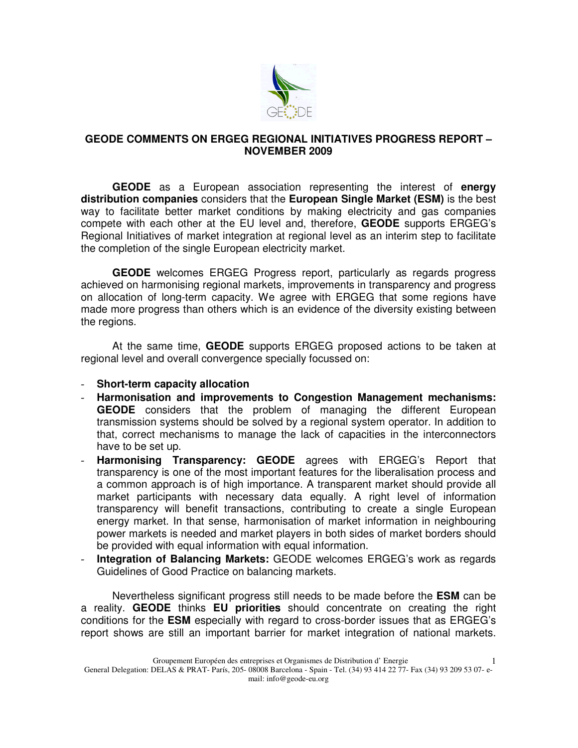# GEODE COMMENTS ON ERGEG REGIONAL INITIATIVES PROGRESS REPORT – NOVEMBER 2009

**GEODE** as a European association representing the interest of **energy distribution companies** considers that the **European Single Market (ESM)** is the best way to facilitate better market conditions by making electricity and gas companies compete with each other at the EU level and, therefore, **GEODE** supports ERGEG's Regional Initiatives of market integration at regional level as an interim step to facilitate the completion of the single European electricity market.

**GEODE** welcomes ERGEG Progress report, particularly as regards progress achieved on harmonising regional markets, improvements in transparency and progress on allocation of long-term capacity. We agree with ERGEG that some regions have made more progress than others which is an evidence of the diversity existing between the regions.

At the same time, **GEODE** supports ERGEG proposed actions to be taken at regional level and overall convergence specially focussed on:

- **Short-term capacity allocation**
- **Harmonisation and improvements to Congestion Management mechanisms: GEODE** considers that the problem of managing the different European transmission systems should be solved by a regional system operator. In addition to that, correct mechanisms to manage the lack of capacities in the interconnectors have to be set up.
- **Harmonising Transparency: GEODE** agrees with ERGEG's Report that transparency is one of the most important features for the liberalisation process and a common approach is of high importance. A transparent market should provide all market participants with necessary data equally. A right level of information transparency will benefit transactions, contributing to create a single European energy market. In that sense, harmonisation of market information in neighbouring power markets is needed and market players in both sides of market borders should be provided with equal information with equal information.
- **Integration of Balancing Markets:** GEODE welcomes ERGEG's work as regards Guidelines of Good Practice on balancing markets.

Nevertheless significant progress still needs to be made before the **ESM** can be a reality. **GEODE** thinks **EU priorities** should concentrate on creating the right conditions for the **ESM** especially with regard to cross-border issues that as ERGEG's report shows are still an important barrier for market integration of national markets.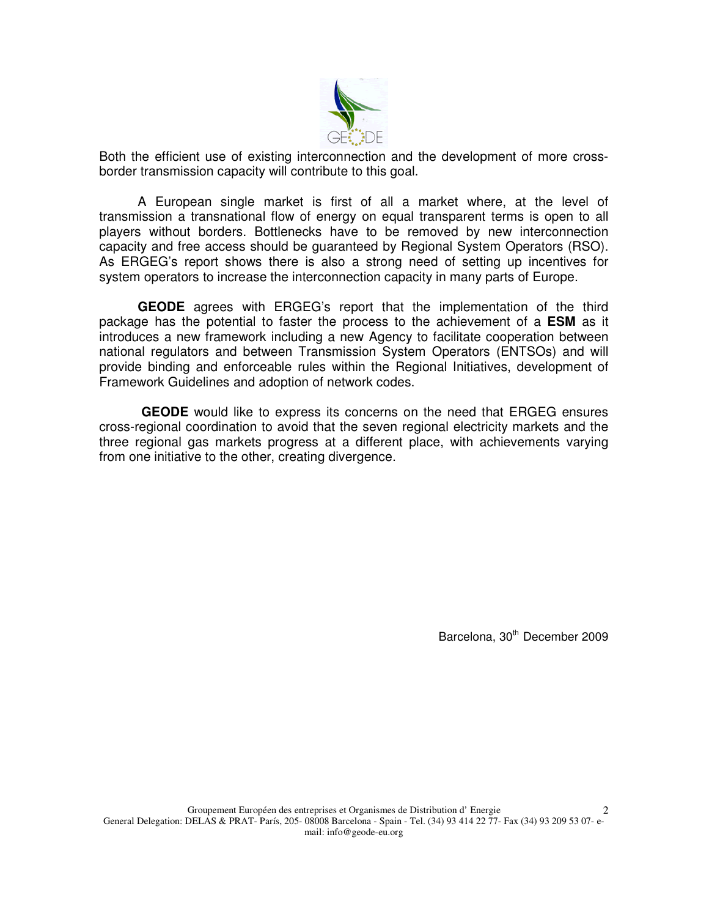Both the efficient use of existing interconnection and the development of more cross-border transmission capacity will contribute to this goal.

A European single market is first of all a market where, at the level of transmission a transnational flow of energy on equal transparent terms is open to all players without borders. Bottlenecks have to be removed by new interconnection capacity and free access should be guaranteed by Regional System Operators (RSO). As ERGEG's report shows there is also a strong need of setting up incentives for system operators to increase the interconnection capacity in many parts of Europe.

**GEODE** agrees with ERGEG's report that the implementation of the third package has the potential to faster the process to the achievement of a **ESM** as it introduces a new framework including a new Agency to facilitate cooperation between national regulators and between Transmission System Operators (ENTSOs) and will provide binding and enforceable rules within the Regional Initiatives, development of Framework Guidelines and adoption of network codes.

**GEODE** would like to express its concerns on the need that ERGEG ensures cross-regional coordination to avoid that the seven regional electricity markets and the three regional gas markets progress at a different place, with achievements varying from one initiative to the other, creating divergence.

Barcelona, 30th December 2009

Groupement Européen des entreprises et Organismes de Distribution d' Energie
General Delegation: DELAS & PRAT- París, 205- 08008 Barcelona - Spain - Tel. (34) 93 414 22 77- Fax (34) 93 209 53 07- e-mail: info@geode-eu.org